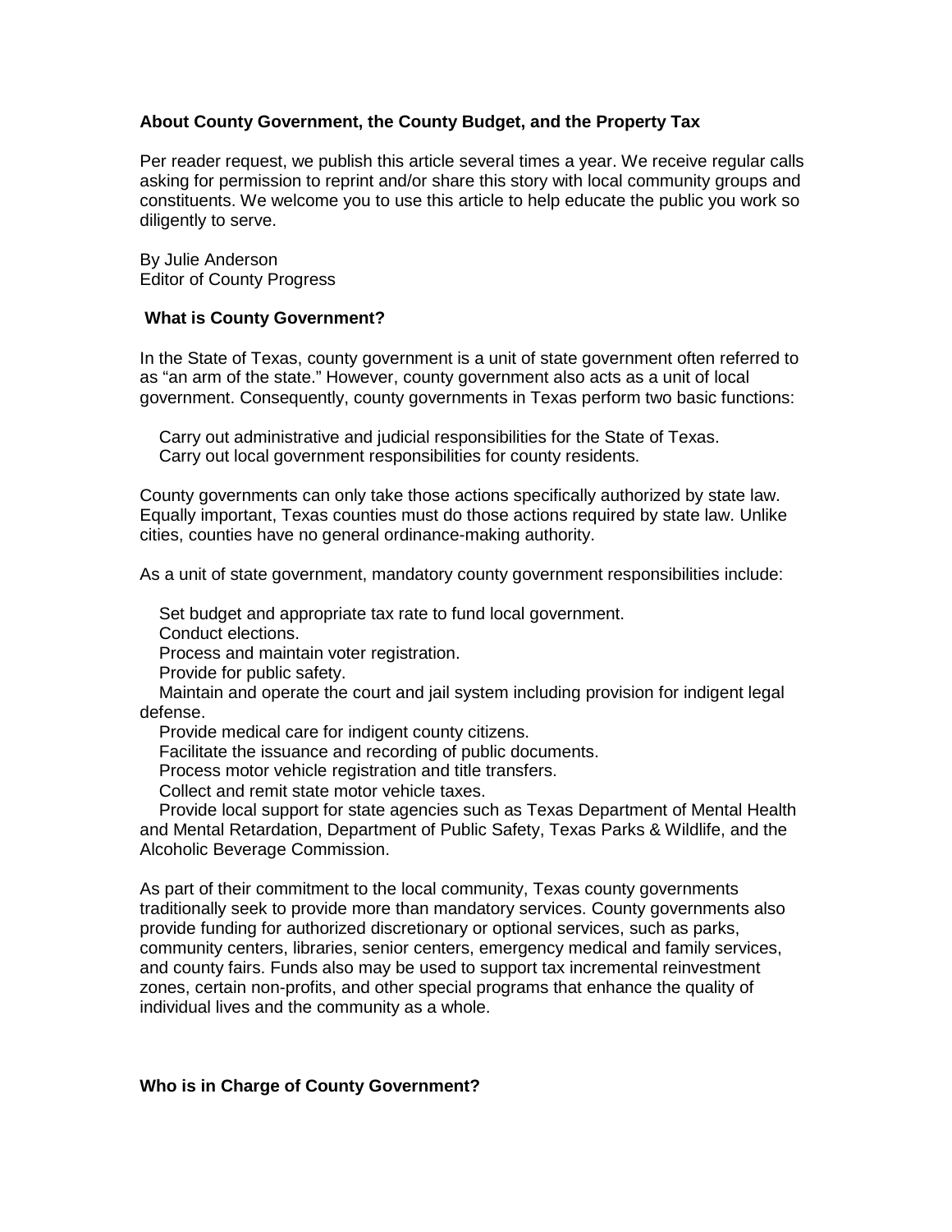## About County Government, the County Budget, and the Property Tax

Per reader request, we publish this article several times a year. We receive regular calls asking for permission to reprint and/or share this story with local community groups and constituents. We welcome you to use this article to help educate the public you work so diligently to serve.

By Julie Anderson
Editor of County Progress

### What is County Government?

In the State of Texas, county government is a unit of state government often referred to as "an arm of the state." However, county government also acts as a unit of local government. Consequently, county governments in Texas perform two basic functions:

- Carry out administrative and judicial responsibilities for the State of Texas.
- Carry out local government responsibilities for county residents.

County governments can only take those actions specifically authorized by state law. Equally important, Texas counties must do those actions required by state law. Unlike cities, counties have no general ordinance-making authority.

As a unit of state government, mandatory county government responsibilities include:

- Set budget and appropriate tax rate to fund local government.
- Conduct elections.
- Process and maintain voter registration.
- Provide for public safety.
- Maintain and operate the court and jail system including provision for indigent legal defense.
- Provide medical care for indigent county citizens.
- Facilitate the issuance and recording of public documents.
- Process motor vehicle registration and title transfers.
- Collect and remit state motor vehicle taxes.
- Provide local support for state agencies such as Texas Department of Mental Health and Mental Retardation, Department of Public Safety, Texas Parks & Wildlife, and the Alcoholic Beverage Commission.

As part of their commitment to the local community, Texas county governments traditionally seek to provide more than mandatory services. County governments also provide funding for authorized discretionary or optional services, such as parks, community centers, libraries, senior centers, emergency medical and family services, and county fairs. Funds also may be used to support tax incremental reinvestment zones, certain non-profits, and other special programs that enhance the quality of individual lives and the community as a whole.

### Who is in Charge of County Government?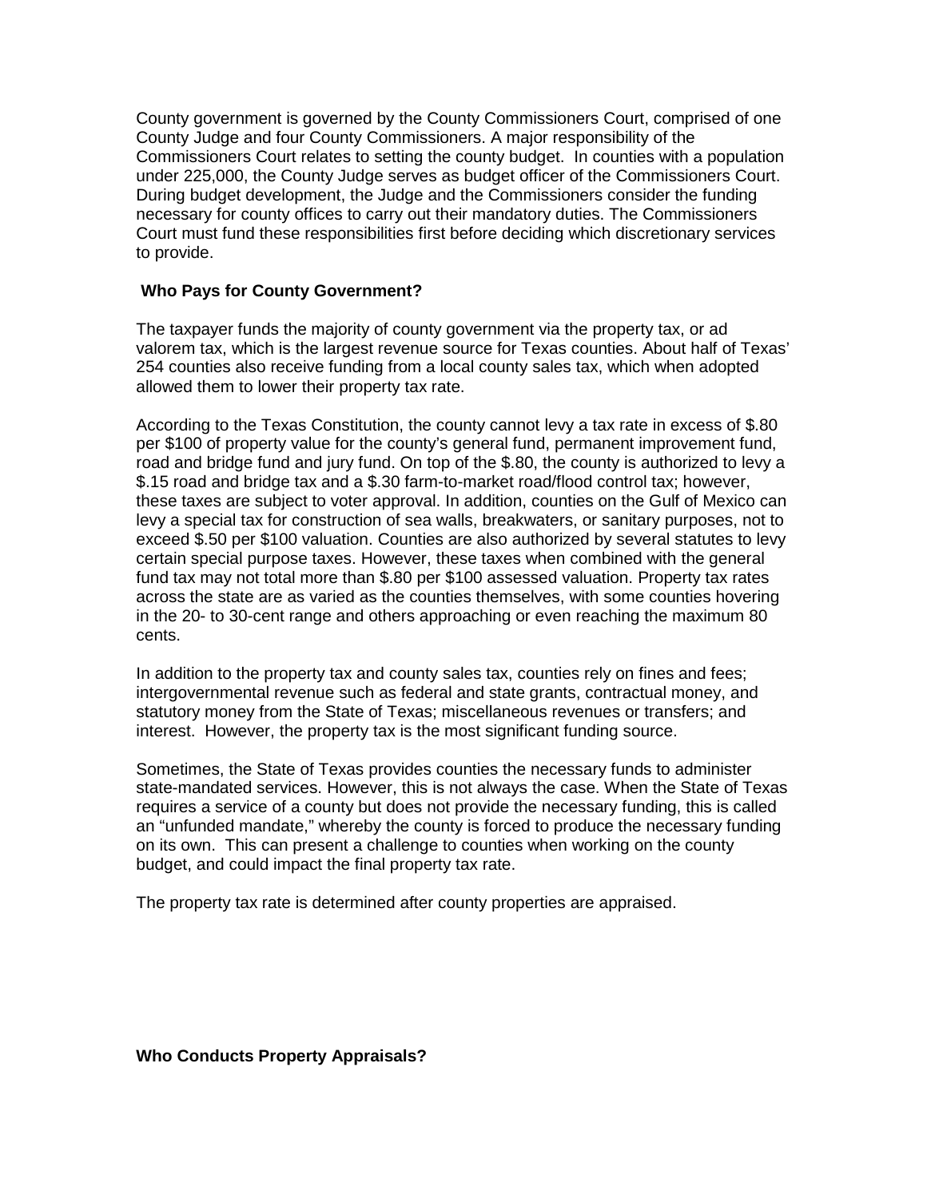County government is governed by the County Commissioners Court, comprised of one County Judge and four County Commissioners. A major responsibility of the Commissioners Court relates to setting the county budget. In counties with a population under 225,000, the County Judge serves as budget officer of the Commissioners Court. During budget development, the Judge and the Commissioners consider the funding necessary for county offices to carry out their mandatory duties. The Commissioners Court must fund these responsibilities first before deciding which discretionary services to provide.

## Who Pays for County Government?

The taxpayer funds the majority of county government via the property tax, or ad valorem tax, which is the largest revenue source for Texas counties. About half of Texas' 254 counties also receive funding from a local county sales tax, which when adopted allowed them to lower their property tax rate.

According to the Texas Constitution, the county cannot levy a tax rate in excess of $.80 per $100 of property value for the county's general fund, permanent improvement fund, road and bridge fund and jury fund. On top of the $.80, the county is authorized to levy a $.15 road and bridge tax and a $.30 farm-to-market road/flood control tax; however, these taxes are subject to voter approval. In addition, counties on the Gulf of Mexico can levy a special tax for construction of sea walls, breakwaters, or sanitary purposes, not to exceed $.50 per $100 valuation. Counties are also authorized by several statutes to levy certain special purpose taxes. However, these taxes when combined with the general fund tax may not total more than $.80 per $100 assessed valuation. Property tax rates across the state are as varied as the counties themselves, with some counties hovering in the 20- to 30-cent range and others approaching or even reaching the maximum 80 cents.

In addition to the property tax and county sales tax, counties rely on fines and fees; intergovernmental revenue such as federal and state grants, contractual money, and statutory money from the State of Texas; miscellaneous revenues or transfers; and interest. However, the property tax is the most significant funding source.

Sometimes, the State of Texas provides counties the necessary funds to administer state-mandated services. However, this is not always the case. When the State of Texas requires a service of a county but does not provide the necessary funding, this is called an "unfunded mandate," whereby the county is forced to produce the necessary funding on its own. This can present a challenge to counties when working on the county budget, and could impact the final property tax rate.

The property tax rate is determined after county properties are appraised.

## Who Conducts Property Appraisals?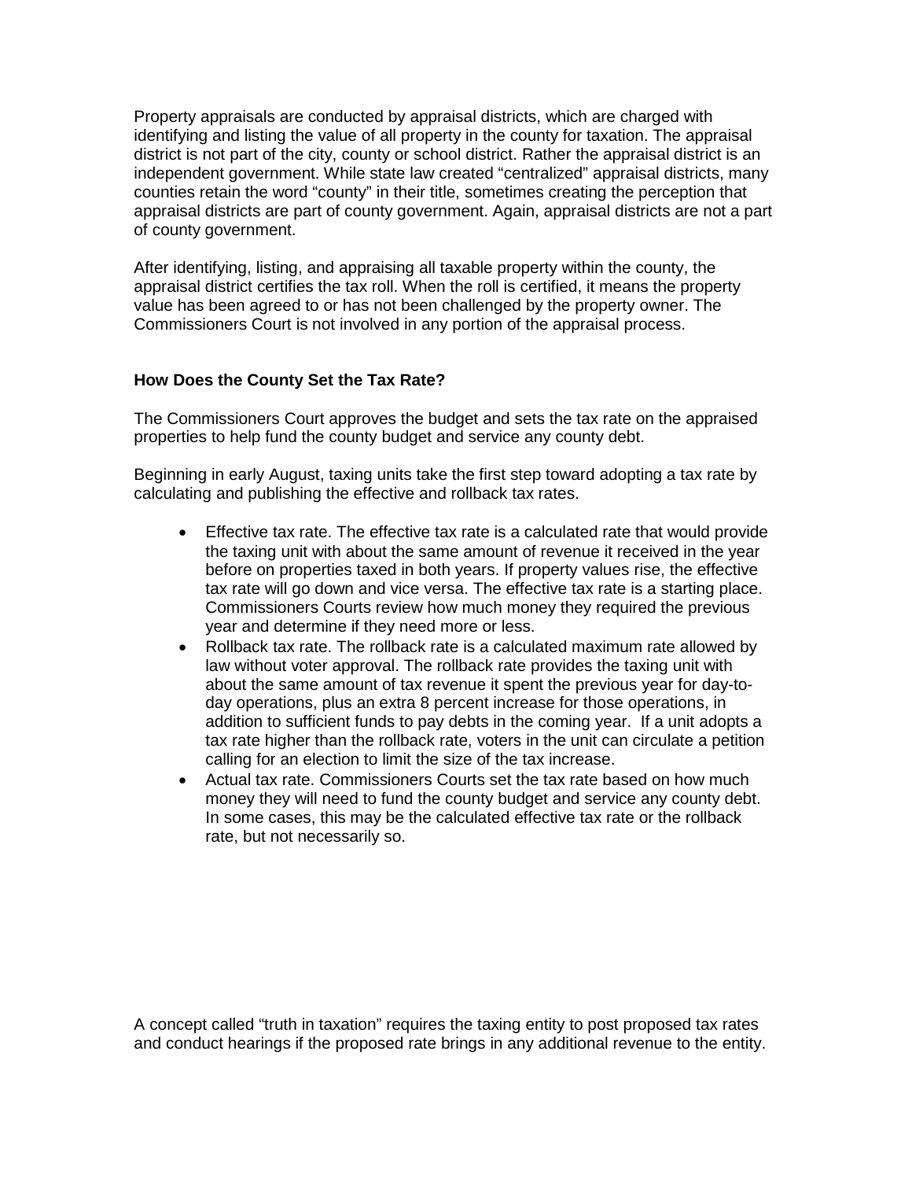Property appraisals are conducted by appraisal districts, which are charged with identifying and listing the value of all property in the county for taxation. The appraisal district is not part of the city, county or school district. Rather the appraisal district is an independent government. While state law created “centralized” appraisal districts, many counties retain the word “county” in their title, sometimes creating the perception that appraisal districts are part of county government. Again, appraisal districts are not a part of county government.

After identifying, listing, and appraising all taxable property within the county, the appraisal district certifies the tax roll. When the roll is certified, it means the property value has been agreed to or has not been challenged by the property owner. The Commissioners Court is not involved in any portion of the appraisal process.

**How Does the County Set the Tax Rate?**

The Commissioners Court approves the budget and sets the tax rate on the appraised properties to help fund the county budget and service any county debt.

Beginning in early August, taxing units take the first step toward adopting a tax rate by calculating and publishing the effective and rollback tax rates.

- Effective tax rate. The effective tax rate is a calculated rate that would provide the taxing unit with about the same amount of revenue it received in the year before on properties taxed in both years. If property values rise, the effective tax rate will go down and vice versa. The effective tax rate is a starting place. Commissioners Courts review how much money they required the previous year and determine if they need more or less.
- Rollback tax rate. The rollback rate is a calculated maximum rate allowed by law without voter approval. The rollback rate provides the taxing unit with about the same amount of tax revenue it spent the previous year for day-to-day operations, plus an extra 8 percent increase for those operations, in addition to sufficient funds to pay debts in the coming year. If a unit adopts a tax rate higher than the rollback rate, voters in the unit can circulate a petition calling for an election to limit the size of the tax increase.
- Actual tax rate. Commissioners Courts set the tax rate based on how much money they will need to fund the county budget and service any county debt. In some cases, this may be the calculated effective tax rate or the rollback rate, but not necessarily so.

A concept called “truth in taxation” requires the taxing entity to post proposed tax rates and conduct hearings if the proposed rate brings in any additional revenue to the entity.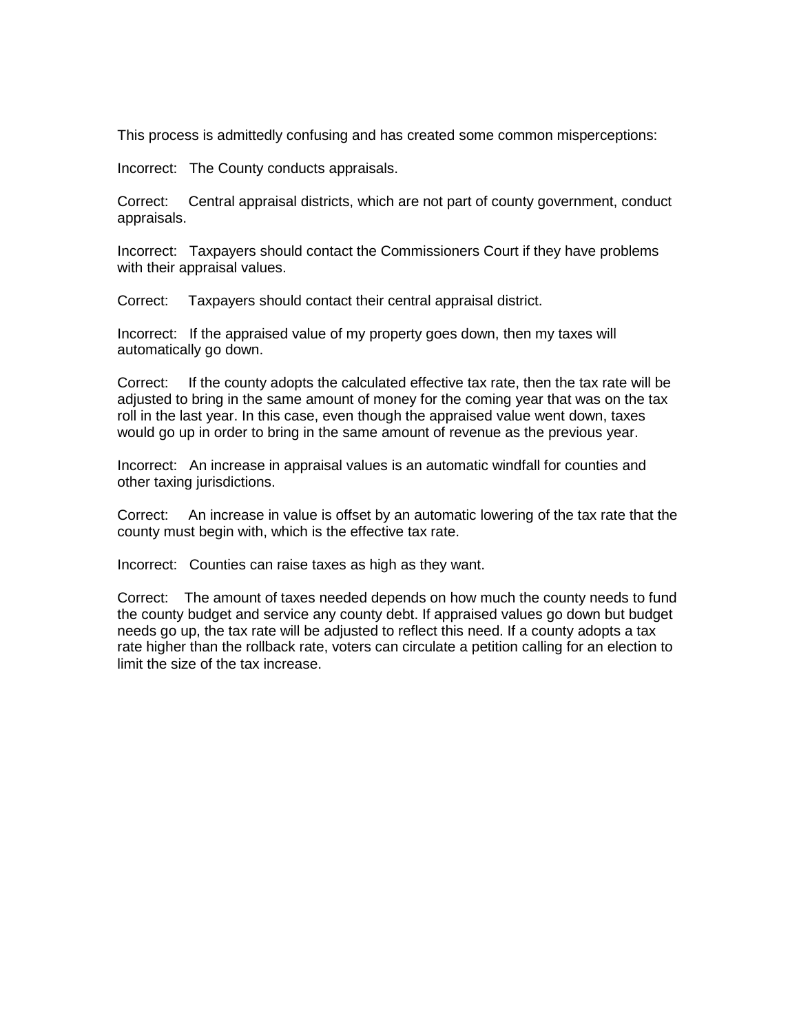This process is admittedly confusing and has created some common misperceptions:

Incorrect: The County conducts appraisals.

Correct: Central appraisal districts, which are not part of county government, conduct appraisals.

Incorrect: Taxpayers should contact the Commissioners Court if they have problems with their appraisal values.

Correct: Taxpayers should contact their central appraisal district.

Incorrect: If the appraised value of my property goes down, then my taxes will automatically go down.

Correct: If the county adopts the calculated effective tax rate, then the tax rate will be adjusted to bring in the same amount of money for the coming year that was on the tax roll in the last year. In this case, even though the appraised value went down, taxes would go up in order to bring in the same amount of revenue as the previous year.

Incorrect: An increase in appraisal values is an automatic windfall for counties and other taxing jurisdictions.

Correct: An increase in value is offset by an automatic lowering of the tax rate that the county must begin with, which is the effective tax rate.

Incorrect: Counties can raise taxes as high as they want.

Correct: The amount of taxes needed depends on how much the county needs to fund the county budget and service any county debt. If appraised values go down but budget needs go up, the tax rate will be adjusted to reflect this need. If a county adopts a tax rate higher than the rollback rate, voters can circulate a petition calling for an election to limit the size of the tax increase.